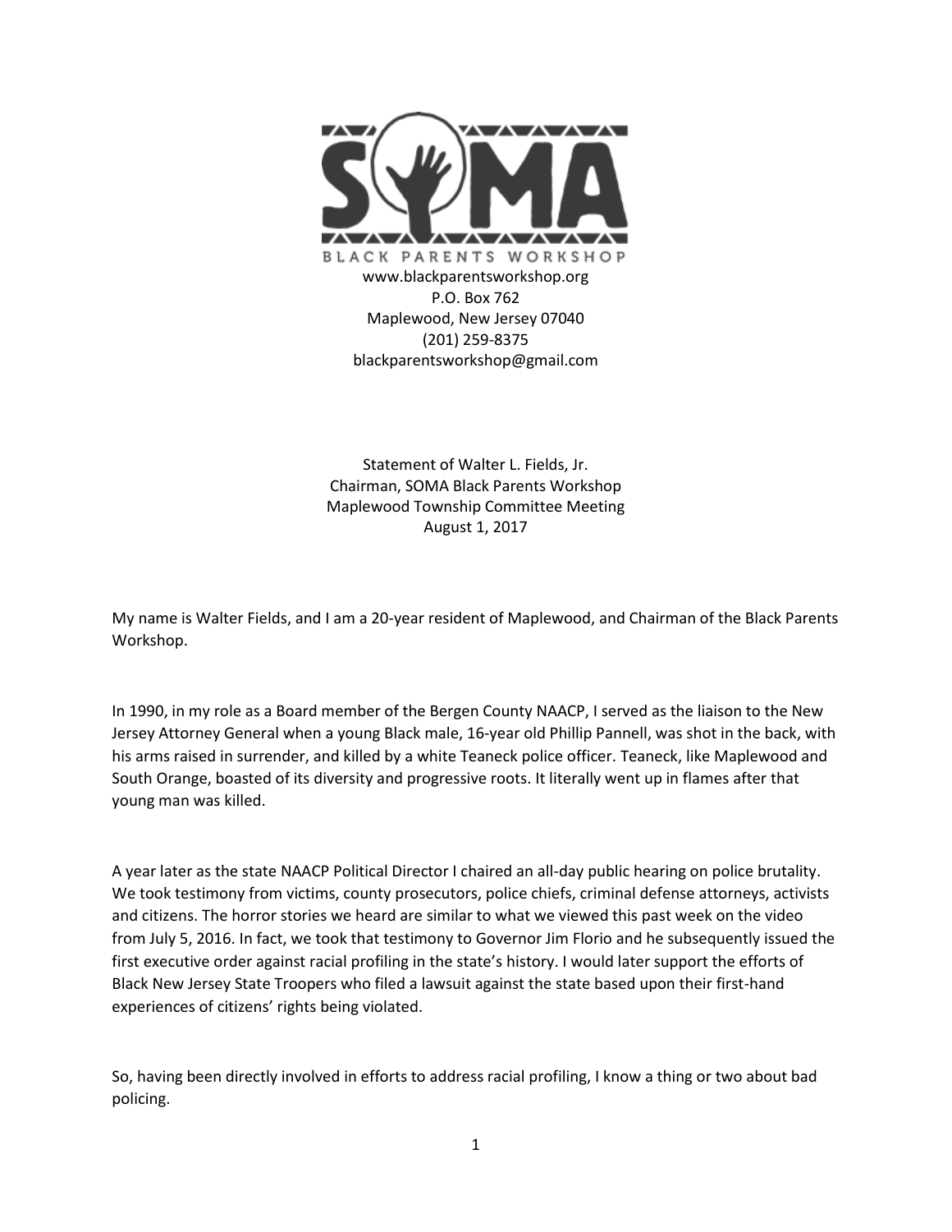**SOMA**

BLACK PARENTS WORKSHOP

www.blackparentsworkshop.org
P.O. Box 762
Maplewood, New Jersey 07040
(201) 259-8375
blackparentsworkshop@gmail.com

Statement of Walter L. Fields, Jr.
Chairman, SOMA Black Parents Workshop
Maplewood Township Committee Meeting
August 1, 2017

My name is Walter Fields, and I am a 20-year resident of Maplewood, and Chairman of the Black Parents Workshop.

In 1990, in my role as a Board member of the Bergen County NAACP, I served as the liaison to the New Jersey Attorney General when a young Black male, 16-year old Phillip Pannell, was shot in the back, with his arms raised in surrender, and killed by a white Teaneck police officer. Teaneck, like Maplewood and South Orange, boasted of its diversity and progressive roots. It literally went up in flames after that young man was killed.

A year later as the state NAACP Political Director I chaired an all-day public hearing on police brutality. We took testimony from victims, county prosecutors, police chiefs, criminal defense attorneys, activists and citizens. The horror stories we heard are similar to what we viewed this past week on the video from July 5, 2016. In fact, we took that testimony to Governor Jim Florio and he subsequently issued the first executive order against racial profiling in the state's history. I would later support the efforts of Black New Jersey State Troopers who filed a lawsuit against the state based upon their first-hand experiences of citizens' rights being violated.

So, having been directly involved in efforts to address racial profiling, I know a thing or two about bad policing.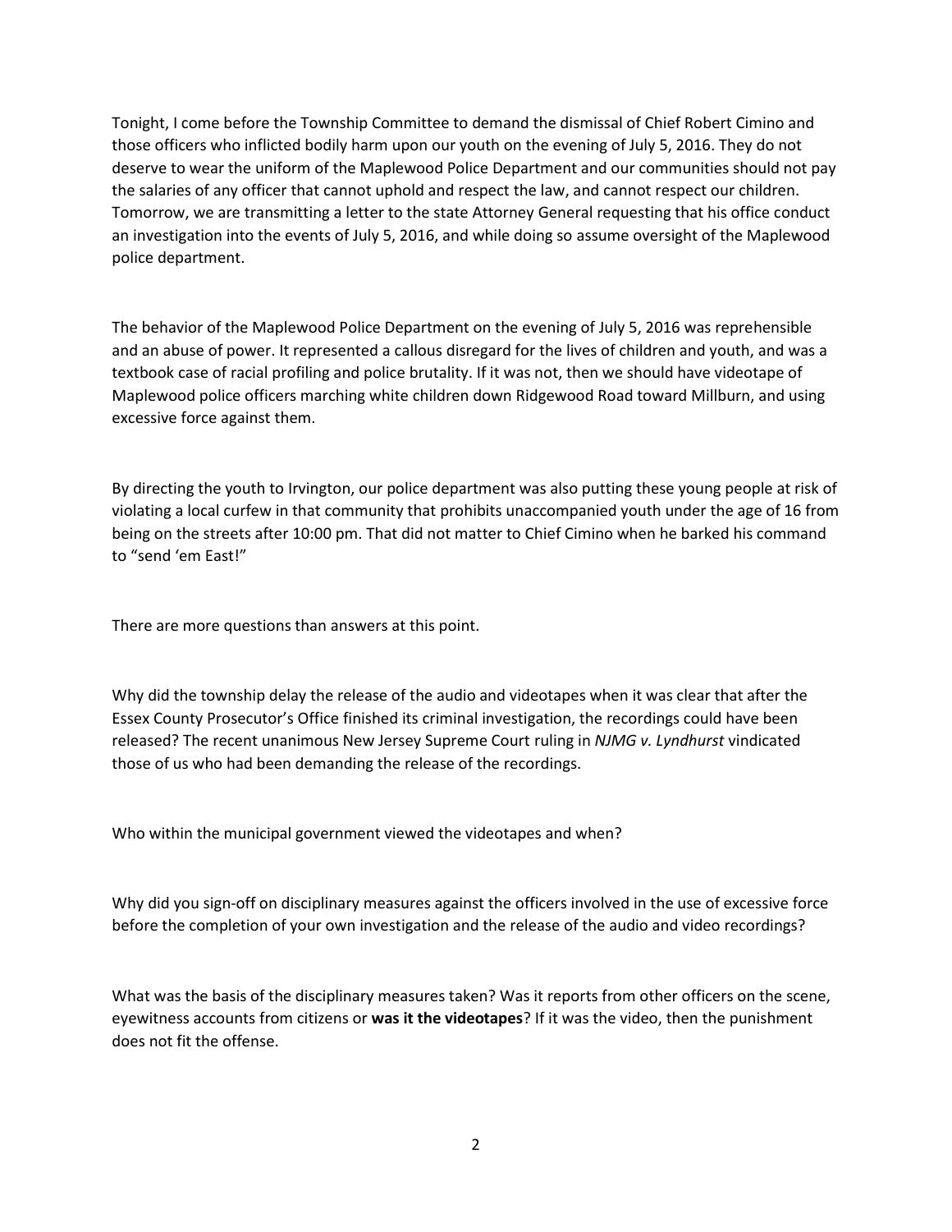Tonight, I come before the Township Committee to demand the dismissal of Chief Robert Cimino and those officers who inflicted bodily harm upon our youth on the evening of July 5, 2016. They do not deserve to wear the uniform of the Maplewood Police Department and our communities should not pay the salaries of any officer that cannot uphold and respect the law, and cannot respect our children. Tomorrow, we are transmitting a letter to the state Attorney General requesting that his office conduct an investigation into the events of July 5, 2016, and while doing so assume oversight of the Maplewood police department.

The behavior of the Maplewood Police Department on the evening of July 5, 2016 was reprehensible and an abuse of power. It represented a callous disregard for the lives of children and youth, and was a textbook case of racial profiling and police brutality. If it was not, then we should have videotape of Maplewood police officers marching white children down Ridgewood Road toward Millburn, and using excessive force against them.

By directing the youth to Irvington, our police department was also putting these young people at risk of violating a local curfew in that community that prohibits unaccompanied youth under the age of 16 from being on the streets after 10:00 pm. That did not matter to Chief Cimino when he barked his command to "send 'em East!"

There are more questions than answers at this point.

Why did the township delay the release of the audio and videotapes when it was clear that after the Essex County Prosecutor's Office finished its criminal investigation, the recordings could have been released? The recent unanimous New Jersey Supreme Court ruling in *NJMG v. Lyndhurst* vindicated those of us who had been demanding the release of the recordings.

Who within the municipal government viewed the videotapes and when?

Why did you sign-off on disciplinary measures against the officers involved in the use of excessive force before the completion of your own investigation and the release of the audio and video recordings?

What was the basis of the disciplinary measures taken? Was it reports from other officers on the scene, eyewitness accounts from citizens or **was it the videotapes**? If it was the video, then the punishment does not fit the offense.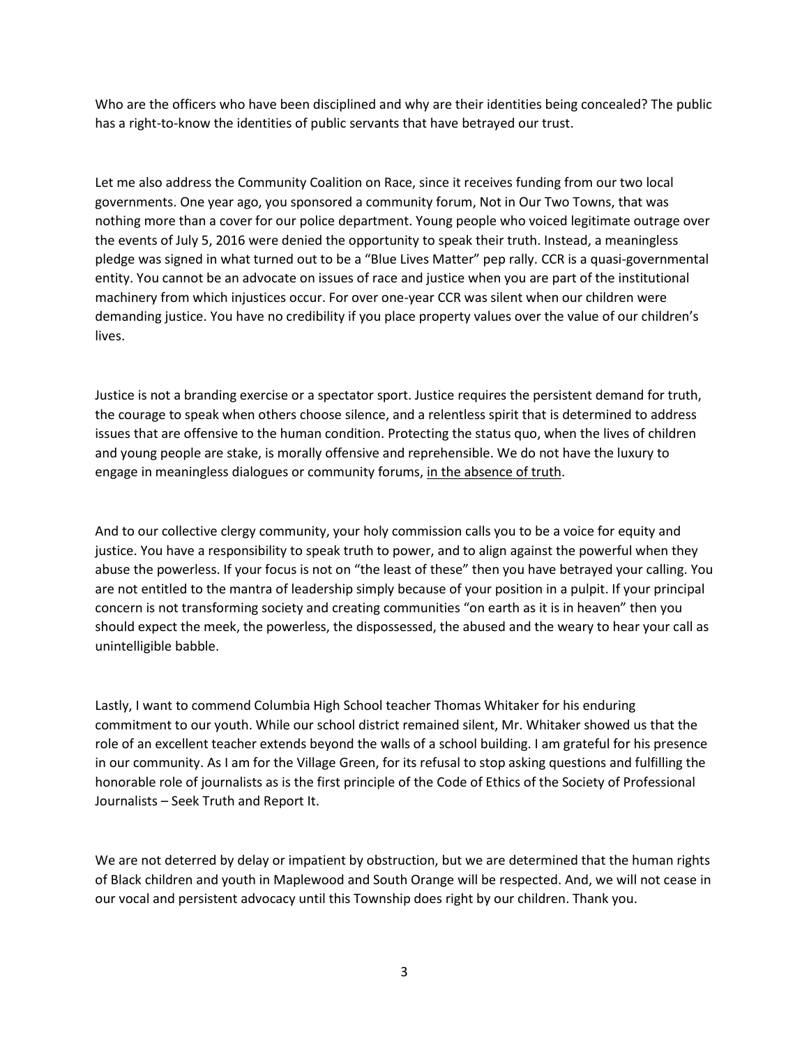Who are the officers who have been disciplined and why are their identities being concealed? The public has a right-to-know the identities of public servants that have betrayed our trust.

Let me also address the Community Coalition on Race, since it receives funding from our two local governments. One year ago, you sponsored a community forum, Not in Our Two Towns, that was nothing more than a cover for our police department. Young people who voiced legitimate outrage over the events of July 5, 2016 were denied the opportunity to speak their truth. Instead, a meaningless pledge was signed in what turned out to be a "Blue Lives Matter" pep rally. CCR is a quasi-governmental entity. You cannot be an advocate on issues of race and justice when you are part of the institutional machinery from which injustices occur. For over one-year CCR was silent when our children were demanding justice. You have no credibility if you place property values over the value of our children's lives.

Justice is not a branding exercise or a spectator sport. Justice requires the persistent demand for truth, the courage to speak when others choose silence, and a relentless spirit that is determined to address issues that are offensive to the human condition. Protecting the status quo, when the lives of children and young people are stake, is morally offensive and reprehensible. We do not have the luxury to engage in meaningless dialogues or community forums, <u>in the absence of truth</u>.

And to our collective clergy community, your holy commission calls you to be a voice for equity and justice. You have a responsibility to speak truth to power, and to align against the powerful when they abuse the powerless. If your focus is not on "the least of these" then you have betrayed your calling. You are not entitled to the mantra of leadership simply because of your position in a pulpit. If your principal concern is not transforming society and creating communities "on earth as it is in heaven" then you should expect the meek, the powerless, the dispossessed, the abused and the weary to hear your call as unintelligible babble.

Lastly, I want to commend Columbia High School teacher Thomas Whitaker for his enduring commitment to our youth. While our school district remained silent, Mr. Whitaker showed us that the role of an excellent teacher extends beyond the walls of a school building. I am grateful for his presence in our community. As I am for the Village Green, for its refusal to stop asking questions and fulfilling the honorable role of journalists as is the first principle of the Code of Ethics of the Society of Professional Journalists – Seek Truth and Report It.

We are not deterred by delay or impatient by obstruction, but we are determined that the human rights of Black children and youth in Maplewood and South Orange will be respected. And, we will not cease in our vocal and persistent advocacy until this Township does right by our children. Thank you.